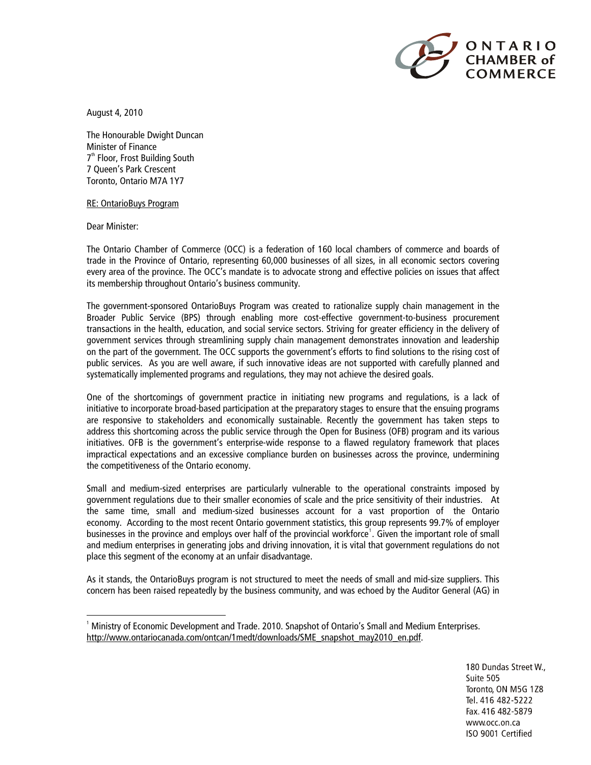ONTARIO CHAMBER of COMMERCE

August 4, 2010

The Honourable Dwight Duncan
Minister of Finance
7th Floor, Frost Building South
7 Queen's Park Crescent
Toronto, Ontario M7A 1Y7

RE: OntarioBuys Program

Dear Minister:

The Ontario Chamber of Commerce (OCC) is a federation of 160 local chambers of commerce and boards of trade in the Province of Ontario, representing 60,000 businesses of all sizes, in all economic sectors covering every area of the province. The OCC's mandate is to advocate strong and effective policies on issues that affect its membership throughout Ontario's business community.

The government-sponsored OntarioBuys Program was created to rationalize supply chain management in the Broader Public Service (BPS) through enabling more cost-effective government-to-business procurement transactions in the health, education, and social service sectors. Striving for greater efficiency in the delivery of government services through streamlining supply chain management demonstrates innovation and leadership on the part of the government. The OCC supports the government's efforts to find solutions to the rising cost of public services. As you are well aware, if such innovative ideas are not supported with carefully planned and systematically implemented programs and regulations, they may not achieve the desired goals.

One of the shortcomings of government practice in initiating new programs and regulations, is a lack of initiative to incorporate broad-based participation at the preparatory stages to ensure that the ensuing programs are responsive to stakeholders and economically sustainable. Recently the government has taken steps to address this shortcoming across the public service through the Open for Business (OFB) program and its various initiatives. OFB is the government's enterprise-wide response to a flawed regulatory framework that places impractical expectations and an excessive compliance burden on businesses across the province, undermining the competitiveness of the Ontario economy.

Small and medium-sized enterprises are particularly vulnerable to the operational constraints imposed by government regulations due to their smaller economies of scale and the price sensitivity of their industries. At the same time, small and medium-sized businesses account for a vast proportion of the Ontario economy. According to the most recent Ontario government statistics, this group represents 99.7% of employer businesses in the province and employs over half of the provincial workforce[1]. Given the important role of small and medium enterprises in generating jobs and driving innovation, it is vital that government regulations do not place this segment of the economy at an unfair disadvantage.

As it stands, the OntarioBuys program is not structured to meet the needs of small and mid-size suppliers. This concern has been raised repeatedly by the business community, and was echoed by the Auditor General (AG) in

[1] Ministry of Economic Development and Trade. 2010. Snapshot of Ontario's Small and Medium Enterprises. http://www.ontariocanada.com/ontcan/1medt/downloads/SME_snapshot_may2010_en.pdf.

180 Dundas Street W.,
Suite 505
Toronto, ON M5G 1Z8
Tel. 416 482-5222
Fax. 416 482-5879
www.occ.on.ca
ISO 9001 Certified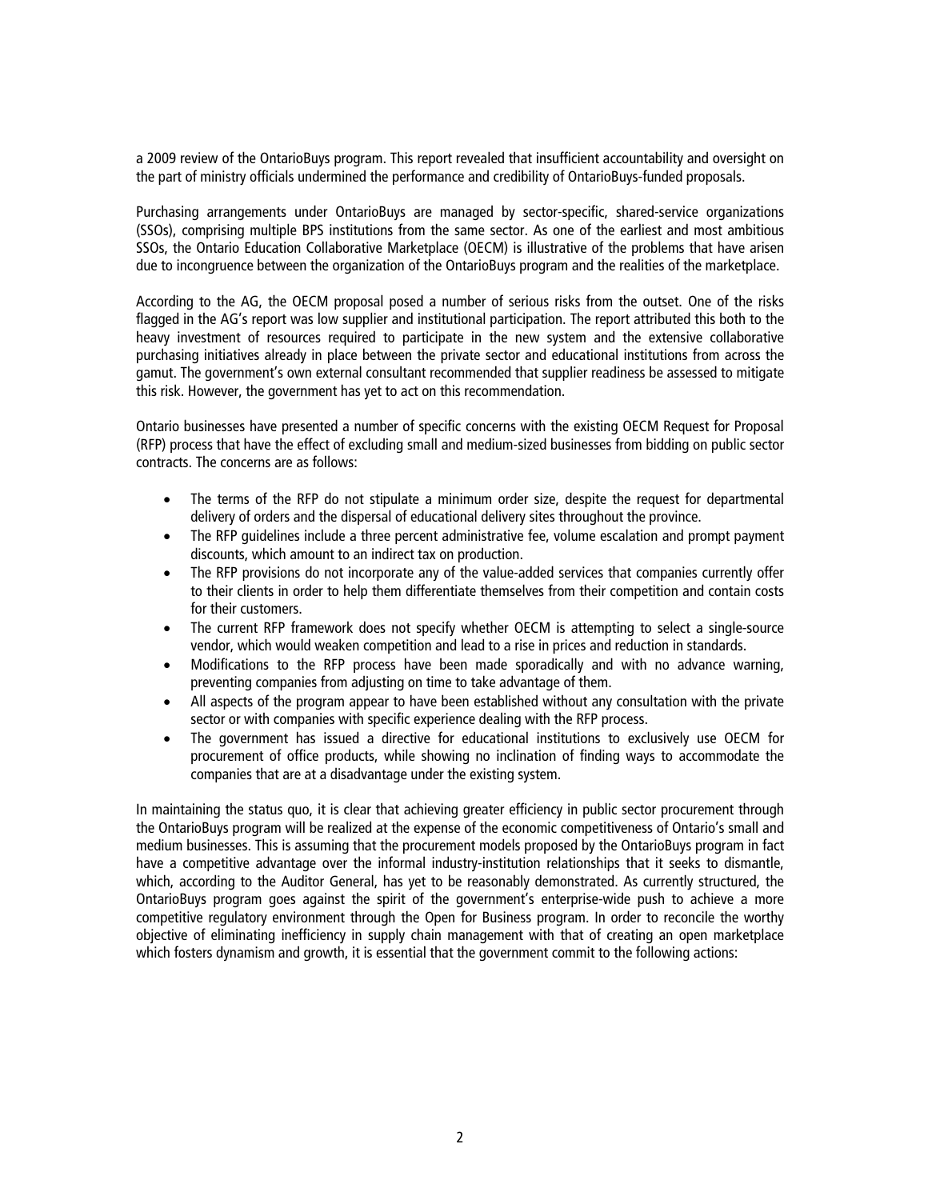a 2009 review of the OntarioBuys program. This report revealed that insufficient accountability and oversight on the part of ministry officials undermined the performance and credibility of OntarioBuys-funded proposals.

Purchasing arrangements under OntarioBuys are managed by sector-specific, shared-service organizations (SSOs), comprising multiple BPS institutions from the same sector. As one of the earliest and most ambitious SSOs, the Ontario Education Collaborative Marketplace (OECM) is illustrative of the problems that have arisen due to incongruence between the organization of the OntarioBuys program and the realities of the marketplace.

According to the AG, the OECM proposal posed a number of serious risks from the outset. One of the risks flagged in the AG's report was low supplier and institutional participation. The report attributed this both to the heavy investment of resources required to participate in the new system and the extensive collaborative purchasing initiatives already in place between the private sector and educational institutions from across the gamut. The government's own external consultant recommended that supplier readiness be assessed to mitigate this risk. However, the government has yet to act on this recommendation.

Ontario businesses have presented a number of specific concerns with the existing OECM Request for Proposal (RFP) process that have the effect of excluding small and medium-sized businesses from bidding on public sector contracts. The concerns are as follows:

- The terms of the RFP do not stipulate a minimum order size, despite the request for departmental delivery of orders and the dispersal of educational delivery sites throughout the province.
- The RFP guidelines include a three percent administrative fee, volume escalation and prompt payment discounts, which amount to an indirect tax on production.
- The RFP provisions do not incorporate any of the value-added services that companies currently offer to their clients in order to help them differentiate themselves from their competition and contain costs for their customers.
- The current RFP framework does not specify whether OECM is attempting to select a single-source vendor, which would weaken competition and lead to a rise in prices and reduction in standards.
- Modifications to the RFP process have been made sporadically and with no advance warning, preventing companies from adjusting on time to take advantage of them.
- All aspects of the program appear to have been established without any consultation with the private sector or with companies with specific experience dealing with the RFP process.
- The government has issued a directive for educational institutions to exclusively use OECM for procurement of office products, while showing no inclination of finding ways to accommodate the companies that are at a disadvantage under the existing system.

In maintaining the status quo, it is clear that achieving greater efficiency in public sector procurement through the OntarioBuys program will be realized at the expense of the economic competitiveness of Ontario's small and medium businesses. This is assuming that the procurement models proposed by the OntarioBuys program in fact have a competitive advantage over the informal industry-institution relationships that it seeks to dismantle, which, according to the Auditor General, has yet to be reasonably demonstrated. As currently structured, the OntarioBuys program goes against the spirit of the government's enterprise-wide push to achieve a more competitive regulatory environment through the Open for Business program. In order to reconcile the worthy objective of eliminating inefficiency in supply chain management with that of creating an open marketplace which fosters dynamism and growth, it is essential that the government commit to the following actions: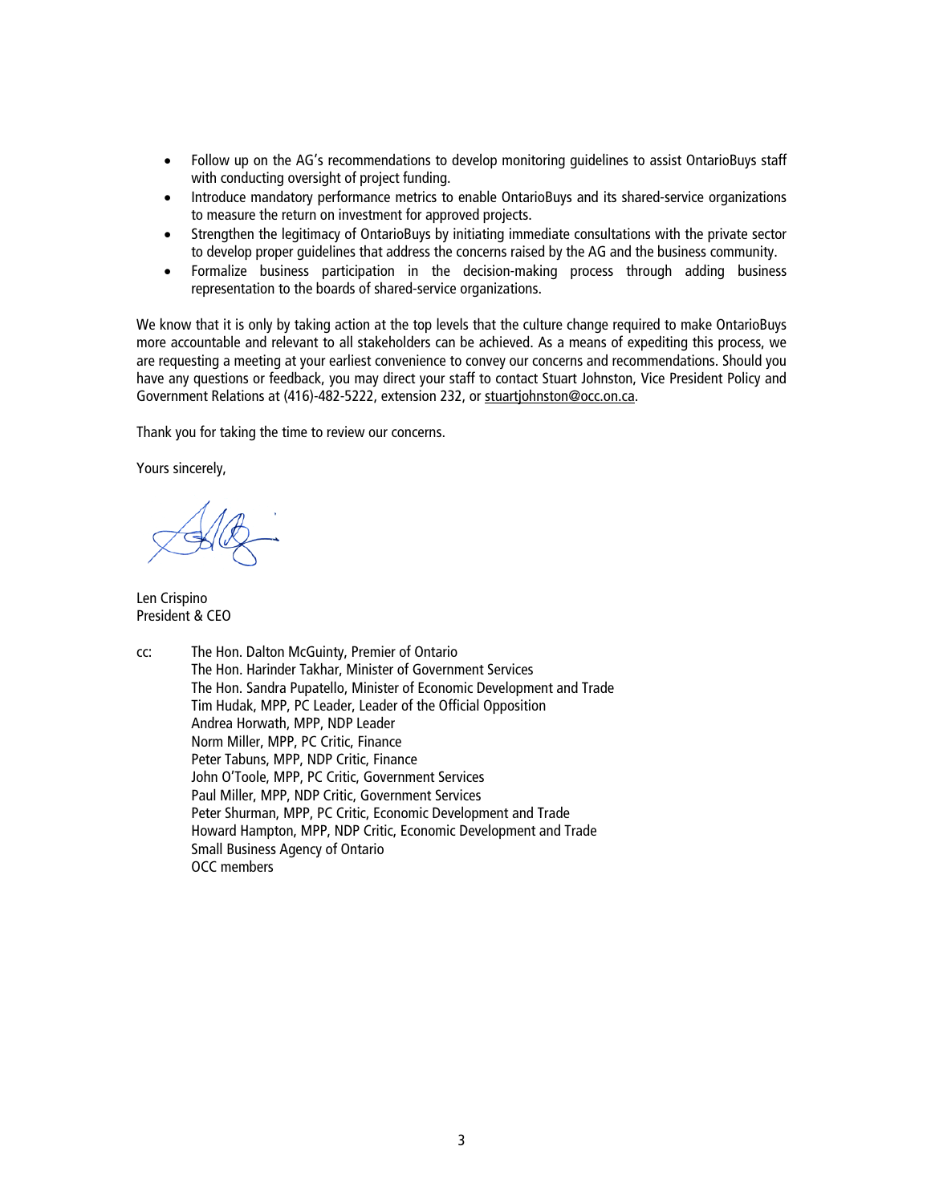- Follow up on the AG's recommendations to develop monitoring guidelines to assist OntarioBuys staff with conducting oversight of project funding.
- Introduce mandatory performance metrics to enable OntarioBuys and its shared-service organizations to measure the return on investment for approved projects.
- Strengthen the legitimacy of OntarioBuys by initiating immediate consultations with the private sector to develop proper guidelines that address the concerns raised by the AG and the business community.
- Formalize business participation in the decision-making process through adding business representation to the boards of shared-service organizations.

We know that it is only by taking action at the top levels that the culture change required to make OntarioBuys more accountable and relevant to all stakeholders can be achieved. As a means of expediting this process, we are requesting a meeting at your earliest convenience to convey our concerns and recommendations. Should you have any questions or feedback, you may direct your staff to contact Stuart Johnston, Vice President Policy and Government Relations at (416)-482-5222, extension 232, or stuartjohnston@occ.on.ca.

Thank you for taking the time to review our concerns.

Yours sincerely,

Len Crispino
President & CEO

cc: The Hon. Dalton McGuinty, Premier of Ontario
The Hon. Harinder Takhar, Minister of Government Services
The Hon. Sandra Pupatello, Minister of Economic Development and Trade
Tim Hudak, MPP, PC Leader, Leader of the Official Opposition
Andrea Horwath, MPP, NDP Leader
Norm Miller, MPP, PC Critic, Finance
Peter Tabuns, MPP, NDP Critic, Finance
John O'Toole, MPP, PC Critic, Government Services
Paul Miller, MPP, NDP Critic, Government Services
Peter Shurman, MPP, PC Critic, Economic Development and Trade
Howard Hampton, MPP, NDP Critic, Economic Development and Trade
Small Business Agency of Ontario
OCC members